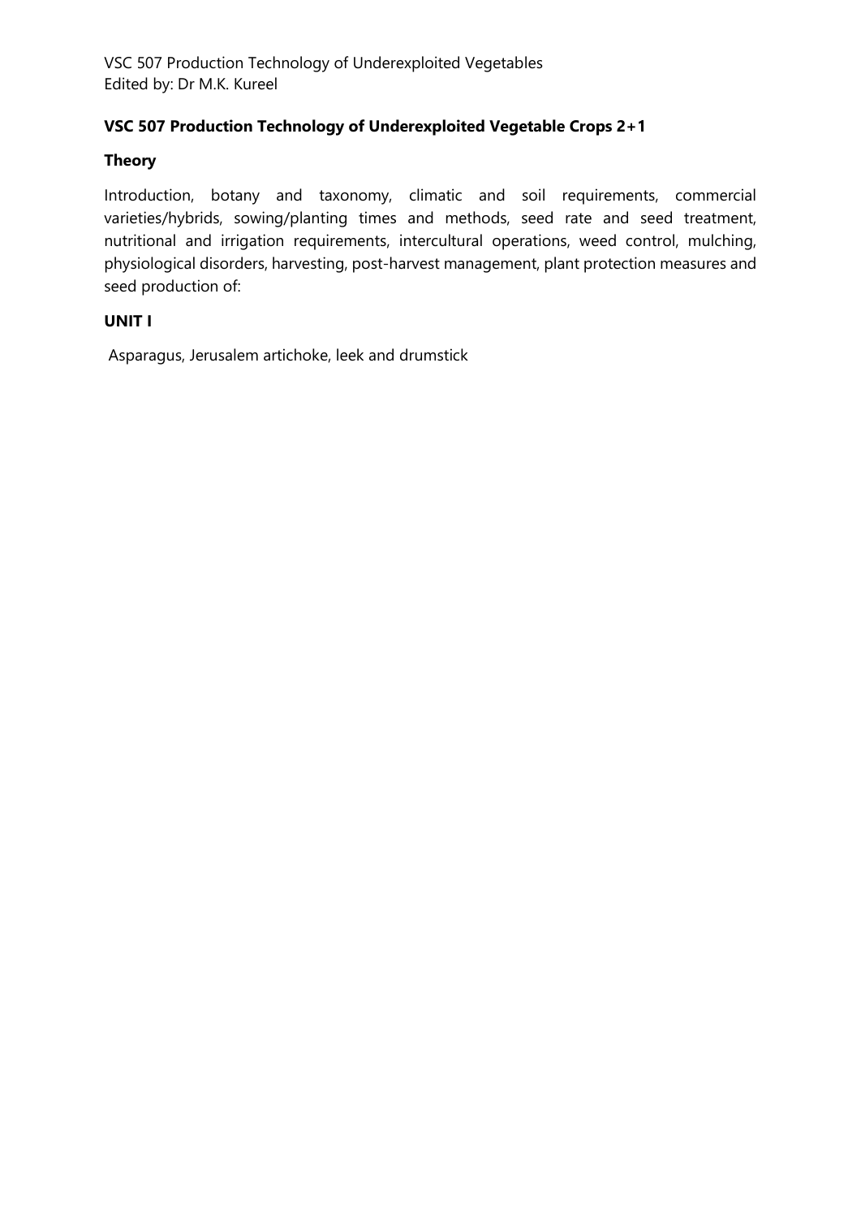# VSC 507 Production Technology of Underexploited Vegetable Crops 2+1

## Theory

Introduction, botany and taxonomy, climatic and soil requirements, commercial varieties/hybrids, sowing/planting times and methods, seed rate and seed treatment, nutritional and irrigation requirements, intercultural operations, weed control, mulching, physiological disorders, harvesting, post-harvest management, plant protection measures and seed production of:

## UNIT I

Asparagus, Jerusalem artichoke, leek and drumstick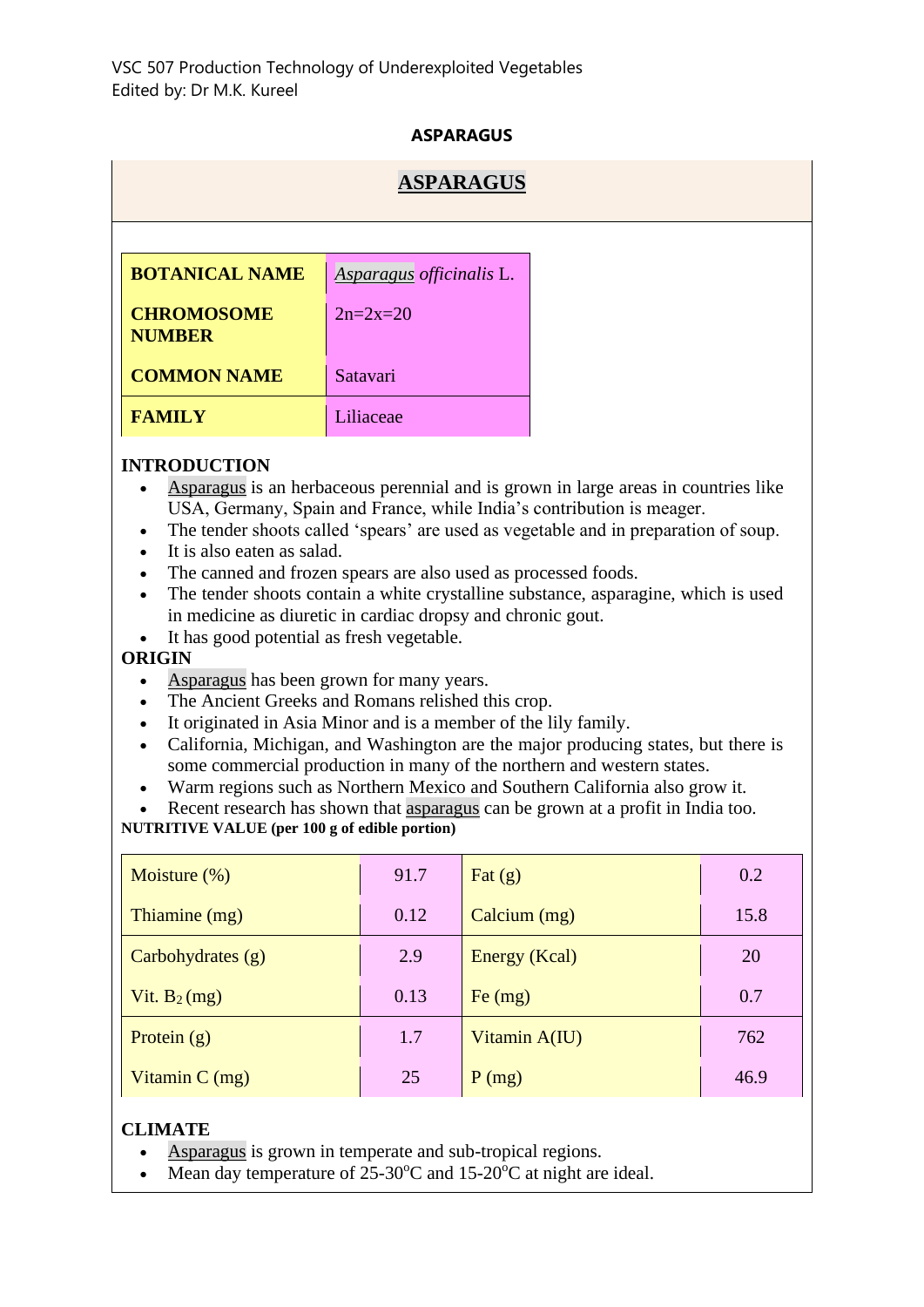## ASPARAGUS

# ASPARAGUS

| BOTANICAL NAME | *Asparagus officinalis* L. |
|---|---|
| CHROMOSOME NUMBER | 2n=2x=20 |
| COMMON NAME | Satavari |
| FAMILY | Liliaceae |

### INTRODUCTION

- Asparagus is an herbaceous perennial and is grown in large areas in countries like USA, Germany, Spain and France, while India's contribution is meager.
- The tender shoots called 'spears' are used as vegetable and in preparation of soup.
- It is also eaten as salad.
- The canned and frozen spears are also used as processed foods.
- The tender shoots contain a white crystalline substance, asparagine, which is used in medicine as diuretic in cardiac dropsy and chronic gout.
- It has good potential as fresh vegetable.

### ORIGIN

- Asparagus has been grown for many years.
- The Ancient Greeks and Romans relished this crop.
- It originated in Asia Minor and is a member of the lily family.
- California, Michigan, and Washington are the major producing states, but there is some commercial production in many of the northern and western states.
- Warm regions such as Northern Mexico and Southern California also grow it.
- Recent research has shown that asparagus can be grown at a profit in India too.

**NUTRITIVE VALUE (per 100 g of edible portion)**

| Nutrient | Value | Nutrient | Value |
|---|---|---|---|
| Moisture (%) | 91.7 | Fat (g) | 0.2 |
| Thiamine (mg) | 0.12 | Calcium (mg) | 15.8 |
| Carbohydrates (g) | 2.9 | Energy (Kcal) | 20 |
| Vit. $B_2$ (mg) | 0.13 | Fe (mg) | 0.7 |
| Protein (g) | 1.7 | Vitamin A(IU) | 762 |
| Vitamin C (mg) | 25 | P (mg) | 46.9 |

### CLIMATE

- Asparagus is grown in temperate and sub-tropical regions.
- Mean day temperature of 25-30$^{o}$C and 15-20$^{o}$C at night are ideal.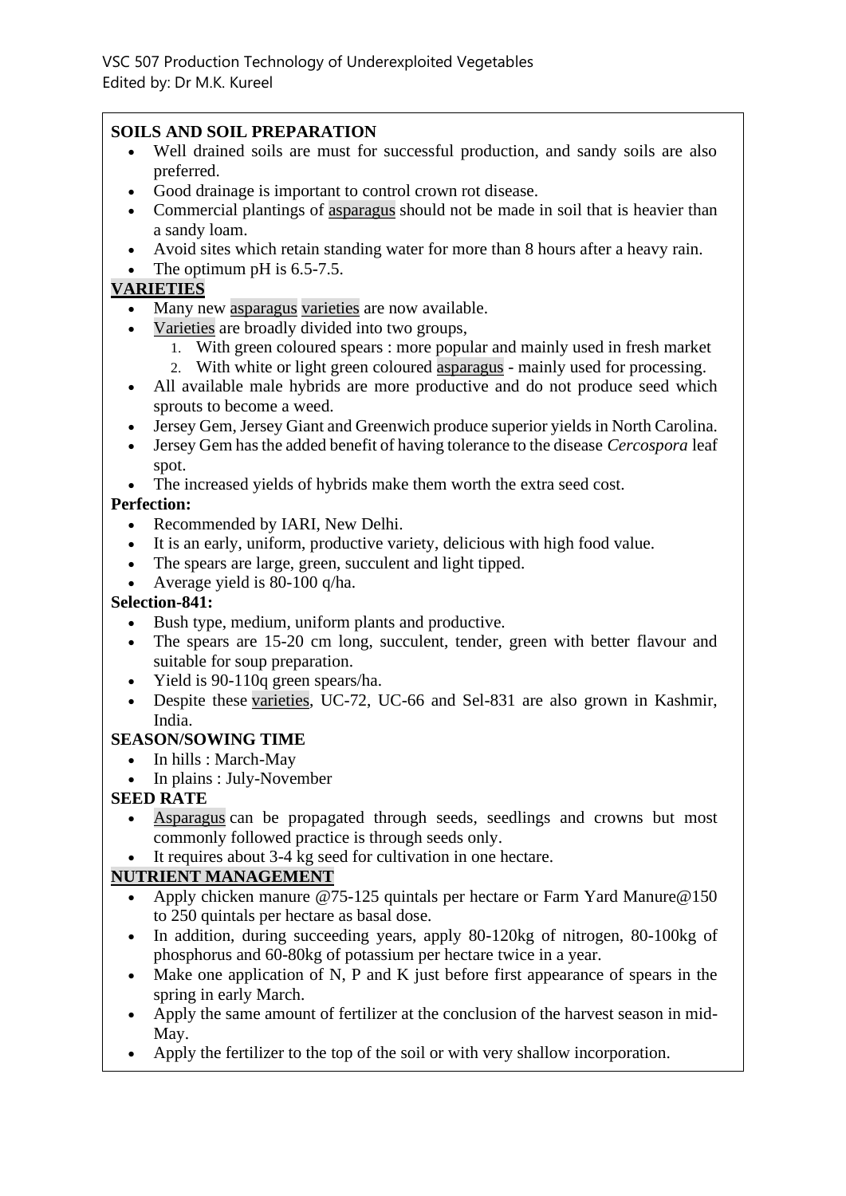## SOILS AND SOIL PREPARATION

- Well drained soils are must for successful production, and sandy soils are also preferred.
- Good drainage is important to control crown rot disease.
- Commercial plantings of asparagus should not be made in soil that is heavier than a sandy loam.
- Avoid sites which retain standing water for more than 8 hours after a heavy rain.
- The optimum pH is 6.5-7.5.

## VARIETIES

- Many new asparagus varieties are now available.
- Varieties are broadly divided into two groups,
  1. With green coloured spears : more popular and mainly used in fresh market
  2. With white or light green coloured asparagus - mainly used for processing.
- All available male hybrids are more productive and do not produce seed which sprouts to become a weed.
- Jersey Gem, Jersey Giant and Greenwich produce superior yields in North Carolina.
- Jersey Gem has the added benefit of having tolerance to the disease *Cercospora* leaf spot.
- The increased yields of hybrids make them worth the extra seed cost.

**Perfection:**

- Recommended by IARI, New Delhi.
- It is an early, uniform, productive variety, delicious with high food value.
- The spears are large, green, succulent and light tipped.
- Average yield is 80-100 q/ha.

**Selection-841:**

- Bush type, medium, uniform plants and productive.
- The spears are 15-20 cm long, succulent, tender, green with better flavour and suitable for soup preparation.
- Yield is 90-110q green spears/ha.
- Despite these varieties, UC-72, UC-66 and Sel-831 are also grown in Kashmir, India.

## SEASON/SOWING TIME

- In hills : March-May
- In plains : July-November

## SEED RATE

- Asparagus can be propagated through seeds, seedlings and crowns but most commonly followed practice is through seeds only.
- It requires about 3-4 kg seed for cultivation in one hectare.

## NUTRIENT MANAGEMENT

- Apply chicken manure @75-125 quintals per hectare or Farm Yard Manure@150 to 250 quintals per hectare as basal dose.
- In addition, during succeeding years, apply 80-120kg of nitrogen, 80-100kg of phosphorus and 60-80kg of potassium per hectare twice in a year.
- Make one application of N, P and K just before first appearance of spears in the spring in early March.
- Apply the same amount of fertilizer at the conclusion of the harvest season in mid-May.
- Apply the fertilizer to the top of the soil or with very shallow incorporation.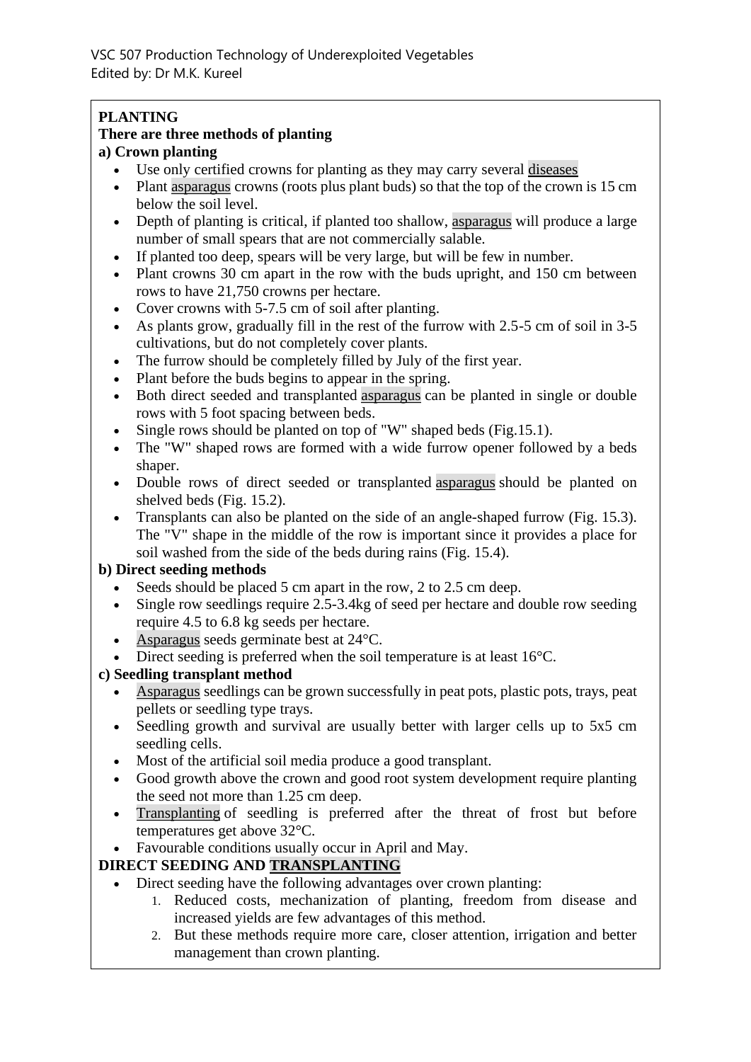## PLANTING

**There are three methods of planting**

**a) Crown planting**

- Use only certified crowns for planting as they may carry several diseases
- Plant asparagus crowns (roots plus plant buds) so that the top of the crown is 15 cm below the soil level.
- Depth of planting is critical, if planted too shallow, asparagus will produce a large number of small spears that are not commercially salable.
- If planted too deep, spears will be very large, but will be few in number.
- Plant crowns 30 cm apart in the row with the buds upright, and 150 cm between rows to have 21,750 crowns per hectare.
- Cover crowns with 5-7.5 cm of soil after planting.
- As plants grow, gradually fill in the rest of the furrow with 2.5-5 cm of soil in 3-5 cultivations, but do not completely cover plants.
- The furrow should be completely filled by July of the first year.
- Plant before the buds begins to appear in the spring.
- Both direct seeded and transplanted asparagus can be planted in single or double rows with 5 foot spacing between beds.
- Single rows should be planted on top of "W" shaped beds (Fig.15.1).
- The "W" shaped rows are formed with a wide furrow opener followed by a beds shaper.
- Double rows of direct seeded or transplanted asparagus should be planted on shelved beds (Fig. 15.2).
- Transplants can also be planted on the side of an angle-shaped furrow (Fig. 15.3). The "V" shape in the middle of the row is important since it provides a place for soil washed from the side of the beds during rains (Fig. 15.4).

**b) Direct seeding methods**

- Seeds should be placed 5 cm apart in the row, 2 to 2.5 cm deep.
- Single row seedlings require 2.5-3.4kg of seed per hectare and double row seeding require 4.5 to 6.8 kg seeds per hectare.
- Asparagus seeds germinate best at 24°C.
- Direct seeding is preferred when the soil temperature is at least 16°C.

**c) Seedling transplant method**

- Asparagus seedlings can be grown successfully in peat pots, plastic pots, trays, peat pellets or seedling type trays.
- Seedling growth and survival are usually better with larger cells up to 5x5 cm seedling cells.
- Most of the artificial soil media produce a good transplant.
- Good growth above the crown and good root system development require planting the seed not more than 1.25 cm deep.
- Transplanting of seedling is preferred after the threat of frost but before temperatures get above 32°C.
- Favourable conditions usually occur in April and May.

## DIRECT SEEDING AND TRANSPLANTING

- Direct seeding have the following advantages over crown planting:
    1. Reduced costs, mechanization of planting, freedom from disease and increased yields are few advantages of this method.
    2. But these methods require more care, closer attention, irrigation and better management than crown planting.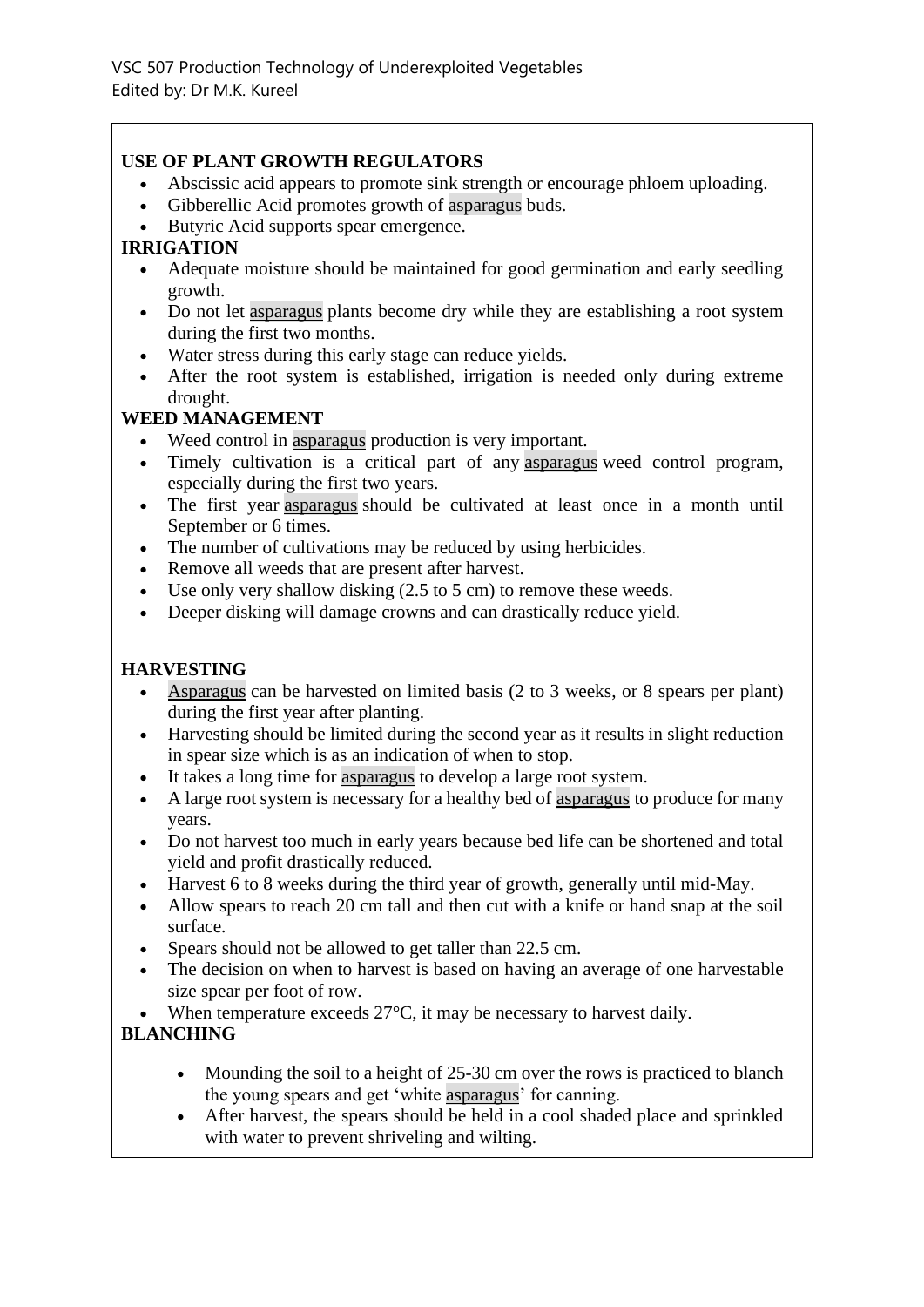## USE OF PLANT GROWTH REGULATORS

- Abscissic acid appears to promote sink strength or encourage phloem uploading.
- Gibberellic Acid promotes growth of asparagus buds.
- Butyric Acid supports spear emergence.

## IRRIGATION

- Adequate moisture should be maintained for good germination and early seedling growth.
- Do not let asparagus plants become dry while they are establishing a root system during the first two months.
- Water stress during this early stage can reduce yields.
- After the root system is established, irrigation is needed only during extreme drought.

## WEED MANAGEMENT

- Weed control in asparagus production is very important.
- Timely cultivation is a critical part of any asparagus weed control program, especially during the first two years.
- The first year asparagus should be cultivated at least once in a month until September or 6 times.
- The number of cultivations may be reduced by using herbicides.
- Remove all weeds that are present after harvest.
- Use only very shallow disking (2.5 to 5 cm) to remove these weeds.
- Deeper disking will damage crowns and can drastically reduce yield.

## HARVESTING

- Asparagus can be harvested on limited basis (2 to 3 weeks, or 8 spears per plant) during the first year after planting.
- Harvesting should be limited during the second year as it results in slight reduction in spear size which is as an indication of when to stop.
- It takes a long time for asparagus to develop a large root system.
- A large root system is necessary for a healthy bed of asparagus to produce for many years.
- Do not harvest too much in early years because bed life can be shortened and total yield and profit drastically reduced.
- Harvest 6 to 8 weeks during the third year of growth, generally until mid-May.
- Allow spears to reach 20 cm tall and then cut with a knife or hand snap at the soil surface.
- Spears should not be allowed to get taller than 22.5 cm.
- The decision on when to harvest is based on having an average of one harvestable size spear per foot of row.
- When temperature exceeds 27°C, it may be necessary to harvest daily.

## BLANCHING

- Mounding the soil to a height of 25-30 cm over the rows is practiced to blanch the young spears and get 'white asparagus' for canning.
- After harvest, the spears should be held in a cool shaded place and sprinkled with water to prevent shriveling and wilting.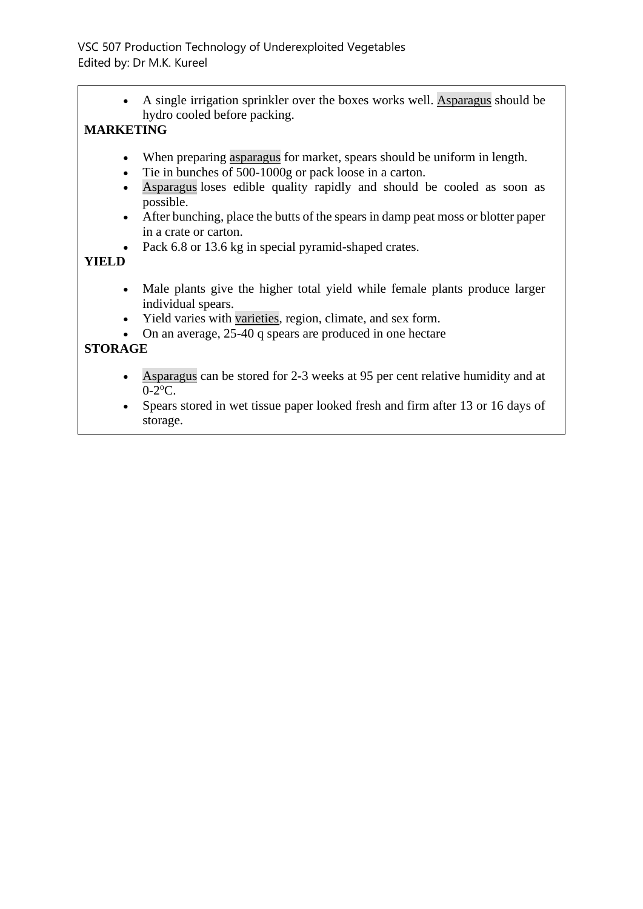- A single irrigation sprinkler over the boxes works well. Asparagus should be hydro cooled before packing.

**MARKETING**

- When preparing asparagus for market, spears should be uniform in length.
- Tie in bunches of 500-1000g or pack loose in a carton.
- Asparagus loses edible quality rapidly and should be cooled as soon as possible.
- After bunching, place the butts of the spears in damp peat moss or blotter paper in a crate or carton.
- Pack 6.8 or 13.6 kg in special pyramid-shaped crates.

**YIELD**

- Male plants give the higher total yield while female plants produce larger individual spears.
- Yield varies with varieties, region, climate, and sex form.
- On an average, 25-40 q spears are produced in one hectare

**STORAGE**

- Asparagus can be stored for 2-3 weeks at 95 per cent relative humidity and at 0-2$^{o}$C.
- Spears stored in wet tissue paper looked fresh and firm after 13 or 16 days of storage.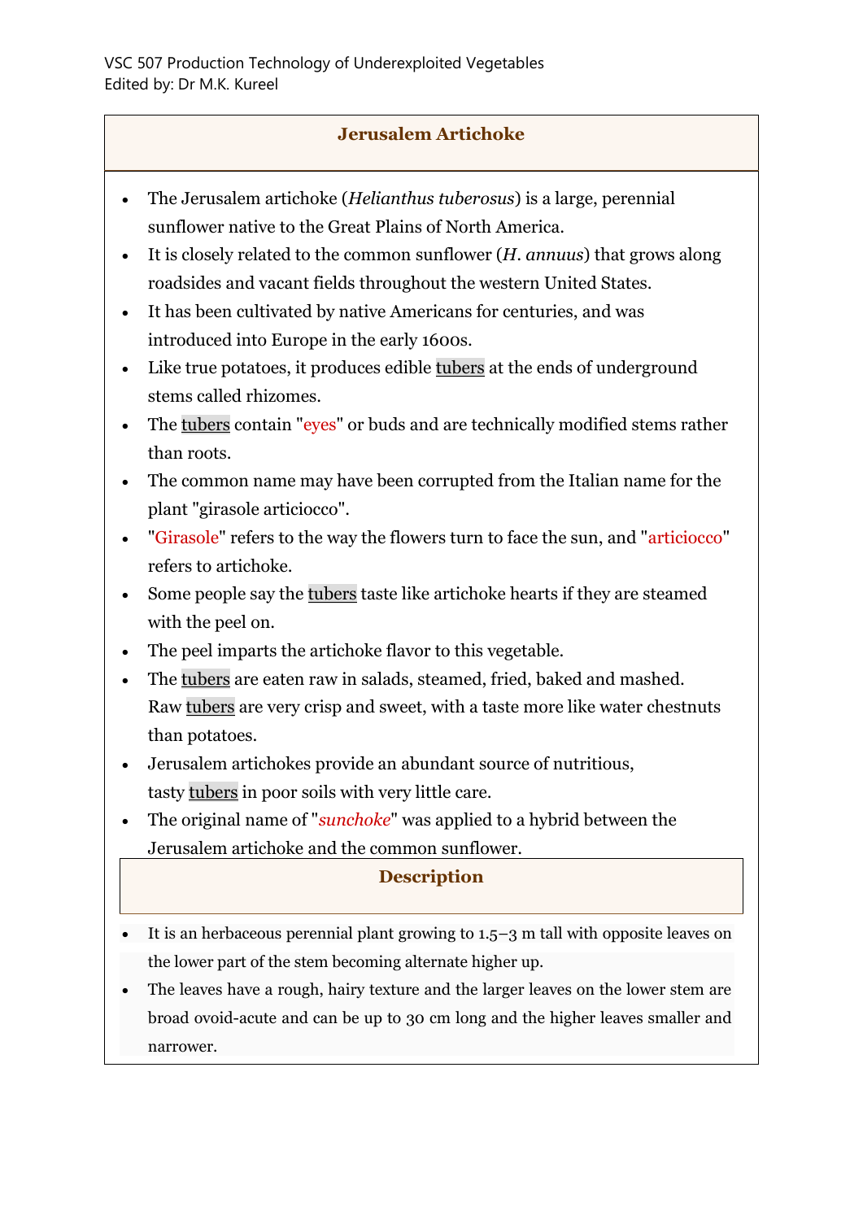## Jerusalem Artichoke

- The Jerusalem artichoke (*Helianthus tuberosus*) is a large, perennial sunflower native to the Great Plains of North America.
- It is closely related to the common sunflower (*H. annuus*) that grows along roadsides and vacant fields throughout the western United States.
- It has been cultivated by native Americans for centuries, and was introduced into Europe in the early 1600s.
- Like true potatoes, it produces edible tubers at the ends of underground stems called rhizomes.
- The tubers contain "eyes" or buds and are technically modified stems rather than roots.
- The common name may have been corrupted from the Italian name for the plant "girasole articiocco".
- "Girasole" refers to the way the flowers turn to face the sun, and "articiocco" refers to artichoke.
- Some people say the tubers taste like artichoke hearts if they are steamed with the peel on.
- The peel imparts the artichoke flavor to this vegetable.
- The tubers are eaten raw in salads, steamed, fried, baked and mashed. Raw tubers are very crisp and sweet, with a taste more like water chestnuts than potatoes.
- Jerusalem artichokes provide an abundant source of nutritious, tasty tubers in poor soils with very little care.
- The original name of "*sunchoke*" was applied to a hybrid between the Jerusalem artichoke and the common sunflower.

### Description

- It is an herbaceous perennial plant growing to 1.5–3 m tall with opposite leaves on the lower part of the stem becoming alternate higher up.
- The leaves have a rough, hairy texture and the larger leaves on the lower stem are broad ovoid-acute and can be up to 30 cm long and the higher leaves smaller and narrower.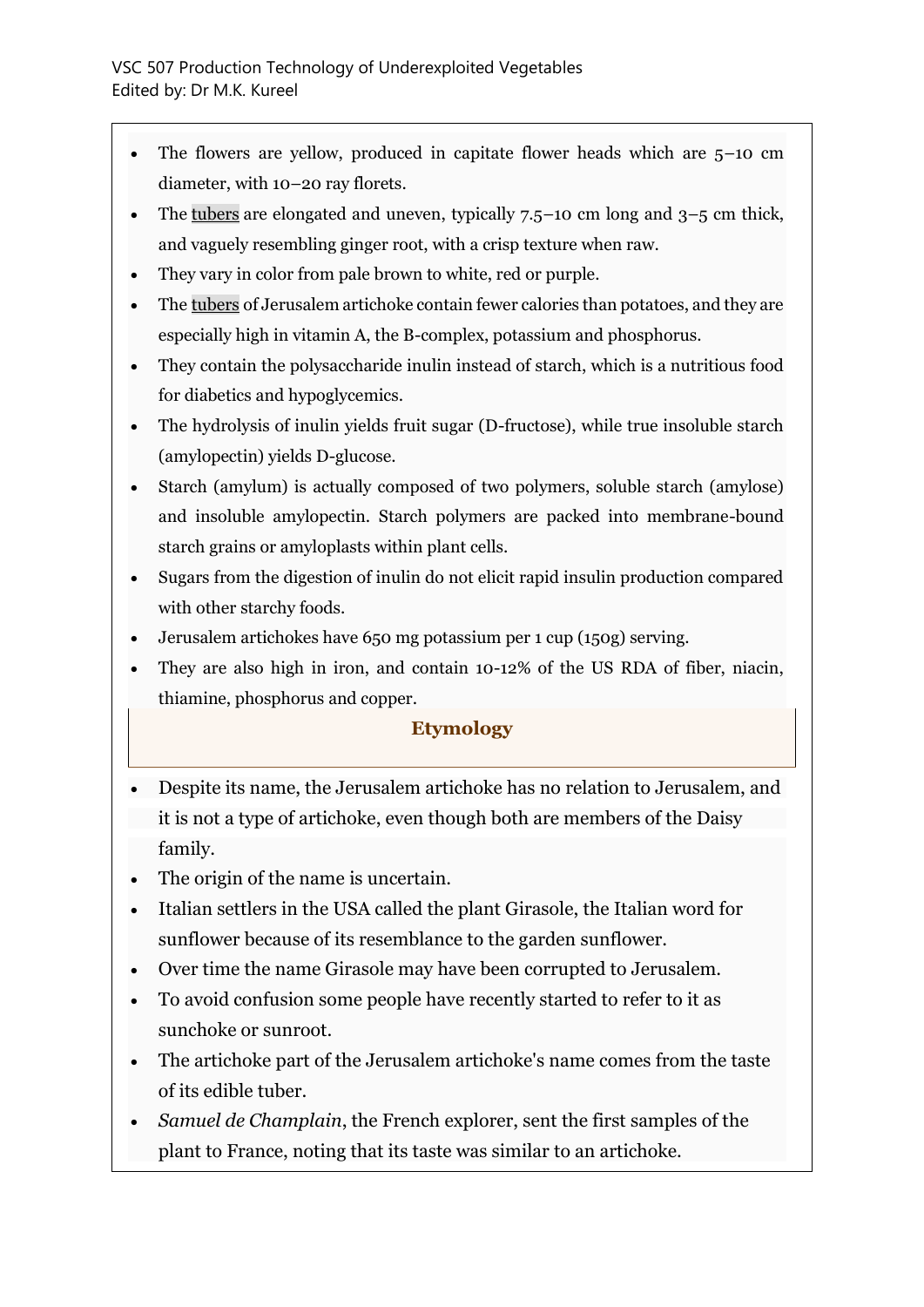- The flowers are yellow, produced in capitate flower heads which are 5–10 cm diameter, with 10–20 ray florets.
- The tubers are elongated and uneven, typically 7.5–10 cm long and 3–5 cm thick, and vaguely resembling ginger root, with a crisp texture when raw.
- They vary in color from pale brown to white, red or purple.
- The tubers of Jerusalem artichoke contain fewer calories than potatoes, and they are especially high in vitamin A, the B-complex, potassium and phosphorus.
- They contain the polysaccharide inulin instead of starch, which is a nutritious food for diabetics and hypoglycemics.
- The hydrolysis of inulin yields fruit sugar (D-fructose), while true insoluble starch (amylopectin) yields D-glucose.
- Starch (amylum) is actually composed of two polymers, soluble starch (amylose) and insoluble amylopectin. Starch polymers are packed into membrane-bound starch grains or amyloplasts within plant cells.
- Sugars from the digestion of inulin do not elicit rapid insulin production compared with other starchy foods.
- Jerusalem artichokes have 650 mg potassium per 1 cup (150g) serving.
- They are also high in iron, and contain 10-12% of the US RDA of fiber, niacin, thiamine, phosphorus and copper.

## Etymology

- Despite its name, the Jerusalem artichoke has no relation to Jerusalem, and it is not a type of artichoke, even though both are members of the Daisy family.
- The origin of the name is uncertain.
- Italian settlers in the USA called the plant Girasole, the Italian word for sunflower because of its resemblance to the garden sunflower.
- Over time the name Girasole may have been corrupted to Jerusalem.
- To avoid confusion some people have recently started to refer to it as sunchoke or sunroot.
- The artichoke part of the Jerusalem artichoke's name comes from the taste of its edible tuber.
- *Samuel de Champlain*, the French explorer, sent the first samples of the plant to France, noting that its taste was similar to an artichoke.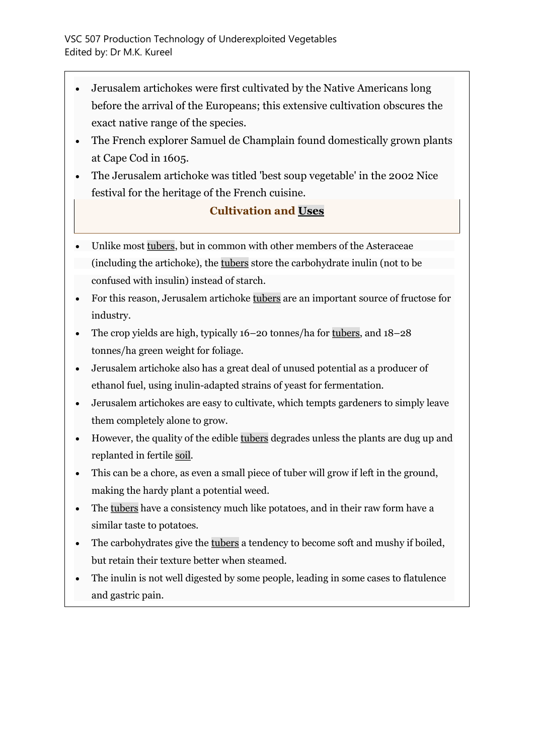- Jerusalem artichokes were first cultivated by the Native Americans long before the arrival of the Europeans; this extensive cultivation obscures the exact native range of the species.
- The French explorer Samuel de Champlain found domestically grown plants at Cape Cod in 1605.
- The Jerusalem artichoke was titled 'best soup vegetable' in the 2002 Nice festival for the heritage of the French cuisine.

## Cultivation and Uses

- Unlike most tubers, but in common with other members of the Asteraceae (including the artichoke), the tubers store the carbohydrate inulin (not to be confused with insulin) instead of starch.
- For this reason, Jerusalem artichoke tubers are an important source of fructose for industry.
- The crop yields are high, typically 16–20 tonnes/ha for tubers, and 18–28 tonnes/ha green weight for foliage.
- Jerusalem artichoke also has a great deal of unused potential as a producer of ethanol fuel, using inulin-adapted strains of yeast for fermentation.
- Jerusalem artichokes are easy to cultivate, which tempts gardeners to simply leave them completely alone to grow.
- However, the quality of the edible tubers degrades unless the plants are dug up and replanted in fertile soil.
- This can be a chore, as even a small piece of tuber will grow if left in the ground, making the hardy plant a potential weed.
- The tubers have a consistency much like potatoes, and in their raw form have a similar taste to potatoes.
- The carbohydrates give the tubers a tendency to become soft and mushy if boiled, but retain their texture better when steamed.
- The inulin is not well digested by some people, leading in some cases to flatulence and gastric pain.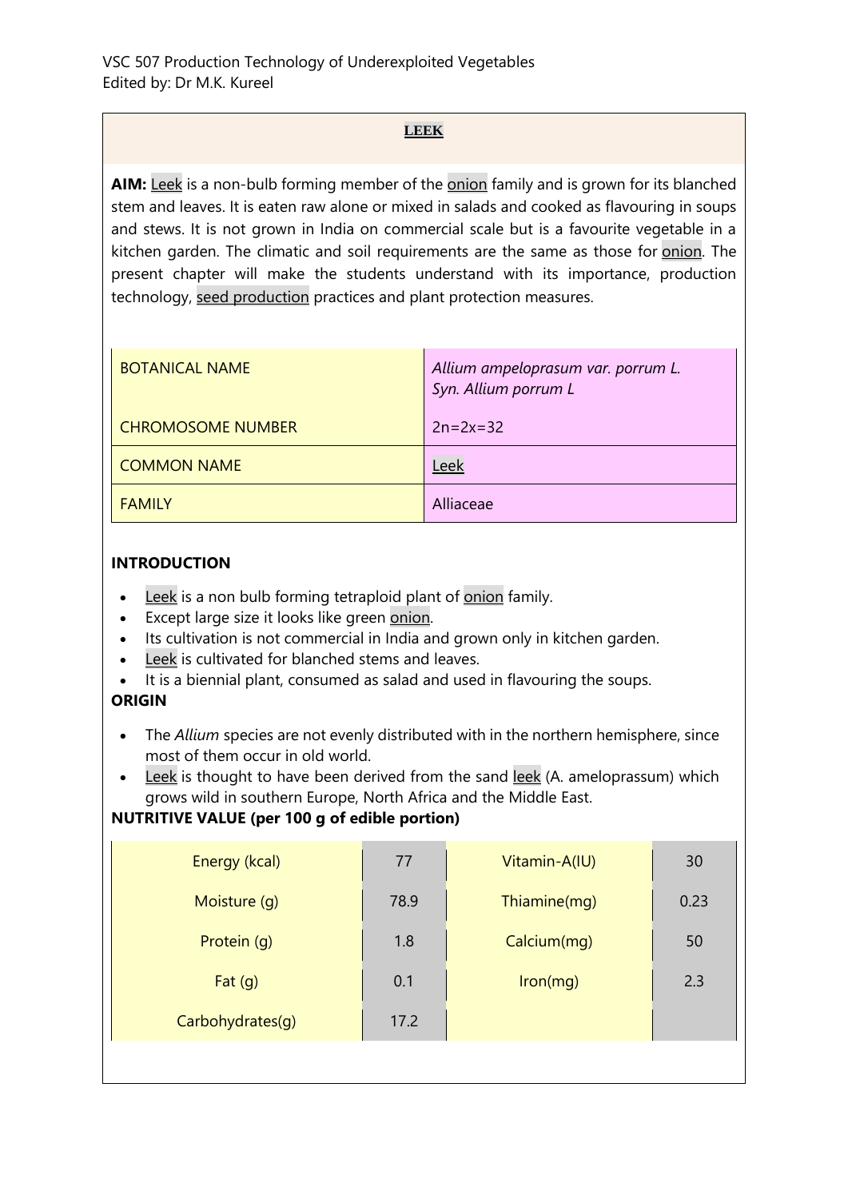# LEEK

**AIM:** Leek is a non-bulb forming member of the onion family and is grown for its blanched stem and leaves. It is eaten raw alone or mixed in salads and cooked as flavouring in soups and stews. It is not grown in India on commercial scale but is a favourite vegetable in a kitchen garden. The climatic and soil requirements are the same as those for onion. The present chapter will make the students understand with its importance, production technology, seed production practices and plant protection measures.

| | |
|---|---|
| BOTANICAL NAME | *Allium ampeloprasum var. porrum L.* *Syn. Allium porrum L* |
| CHROMOSOME NUMBER | 2n=2x=32 |
| COMMON NAME | Leek |
| FAMILY | Alliaceae |

## INTRODUCTION

- Leek is a non bulb forming tetraploid plant of onion family.
- Except large size it looks like green onion.
- Its cultivation is not commercial in India and grown only in kitchen garden.
- Leek is cultivated for blanched stems and leaves.
- It is a biennial plant, consumed as salad and used in flavouring the soups.

## ORIGIN

- The *Allium* species are not evenly distributed with in the northern hemisphere, since most of them occur in old world.
- Leek is thought to have been derived from the sand leek (A. ameloprassum) which grows wild in southern Europe, North Africa and the Middle East.

## NUTRITIVE VALUE (per 100 g of edible portion)

| | | | |
|---|---|---|---|
| Energy (kcal) | 77 | Vitamin-A(IU) | 30 |
| Moisture (g) | 78.9 | Thiamine(mg) | 0.23 |
| Protein (g) | 1.8 | Calcium(mg) | 50 |
| Fat (g) | 0.1 | Iron(mg) | 2.3 |
| Carbohydrates(g) | 17.2 | | |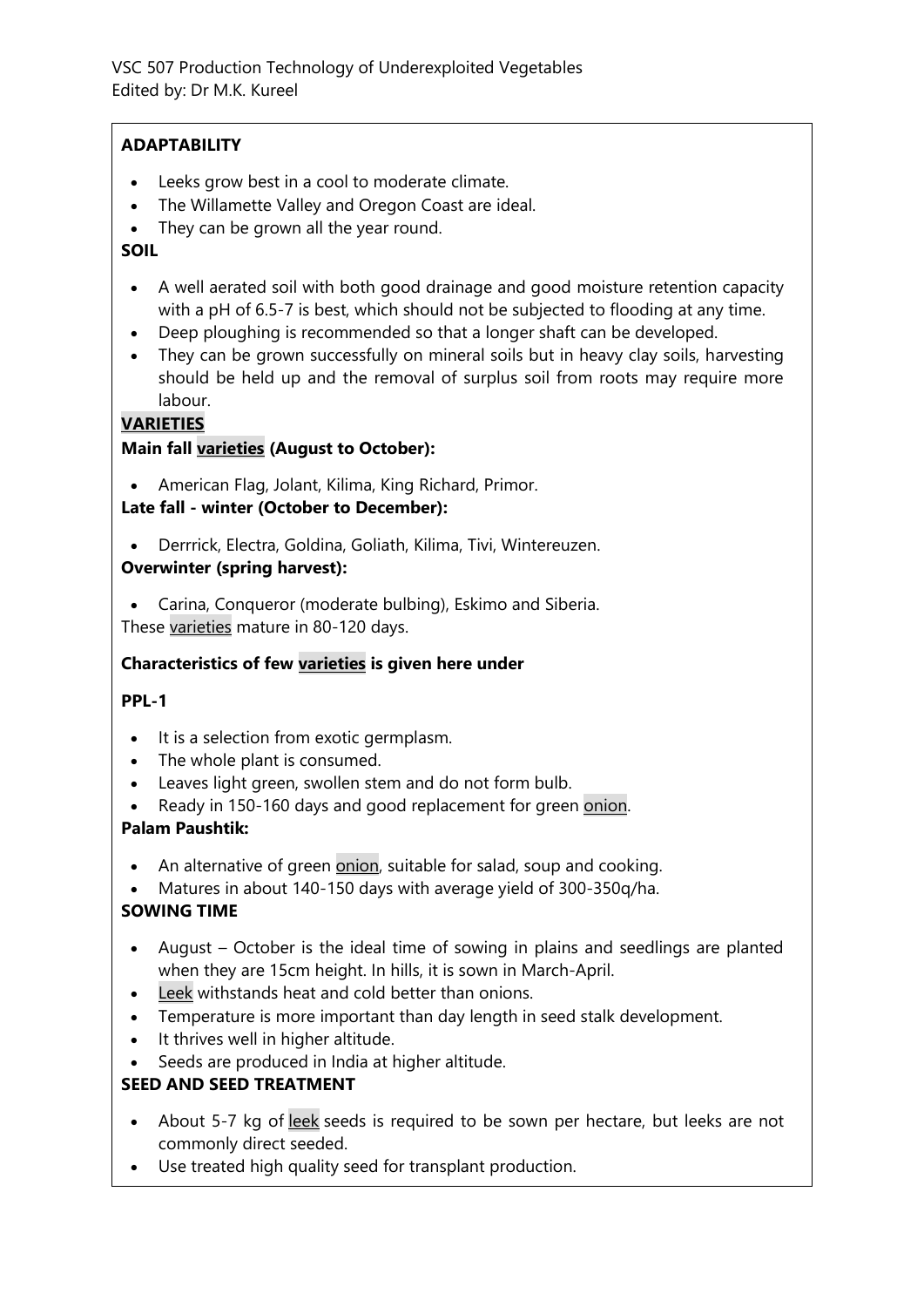**ADAPTABILITY**

- Leeks grow best in a cool to moderate climate.
- The Willamette Valley and Oregon Coast are ideal.
- They can be grown all the year round.

**SOIL**

- A well aerated soil with both good drainage and good moisture retention capacity with a pH of 6.5-7 is best, which should not be subjected to flooding at any time.
- Deep ploughing is recommended so that a longer shaft can be developed.
- They can be grown successfully on mineral soils but in heavy clay soils, harvesting should be held up and the removal of surplus soil from roots may require more labour.

**VARIETIES**

**Main fall varieties (August to October):**

- American Flag, Jolant, Kilima, King Richard, Primor.

**Late fall - winter (October to December):**

- Derrrick, Electra, Goldina, Goliath, Kilima, Tivi, Wintereuzen.

**Overwinter (spring harvest):**

- Carina, Conqueror (moderate bulbing), Eskimo and Siberia.

These varieties mature in 80-120 days.

**Characteristics of few varieties is given here under**

**PPL-1**

- It is a selection from exotic germplasm.
- The whole plant is consumed.
- Leaves light green, swollen stem and do not form bulb.
- Ready in 150-160 days and good replacement for green onion.

**Palam Paushtik:**

- An alternative of green onion, suitable for salad, soup and cooking.
- Matures in about 140-150 days with average yield of 300-350q/ha.

**SOWING TIME**

- August – October is the ideal time of sowing in plains and seedlings are planted when they are 15cm height. In hills, it is sown in March-April.
- Leek withstands heat and cold better than onions.
- Temperature is more important than day length in seed stalk development.
- It thrives well in higher altitude.
- Seeds are produced in India at higher altitude.

**SEED AND SEED TREATMENT**

- About 5-7 kg of leek seeds is required to be sown per hectare, but leeks are not commonly direct seeded.
- Use treated high quality seed for transplant production.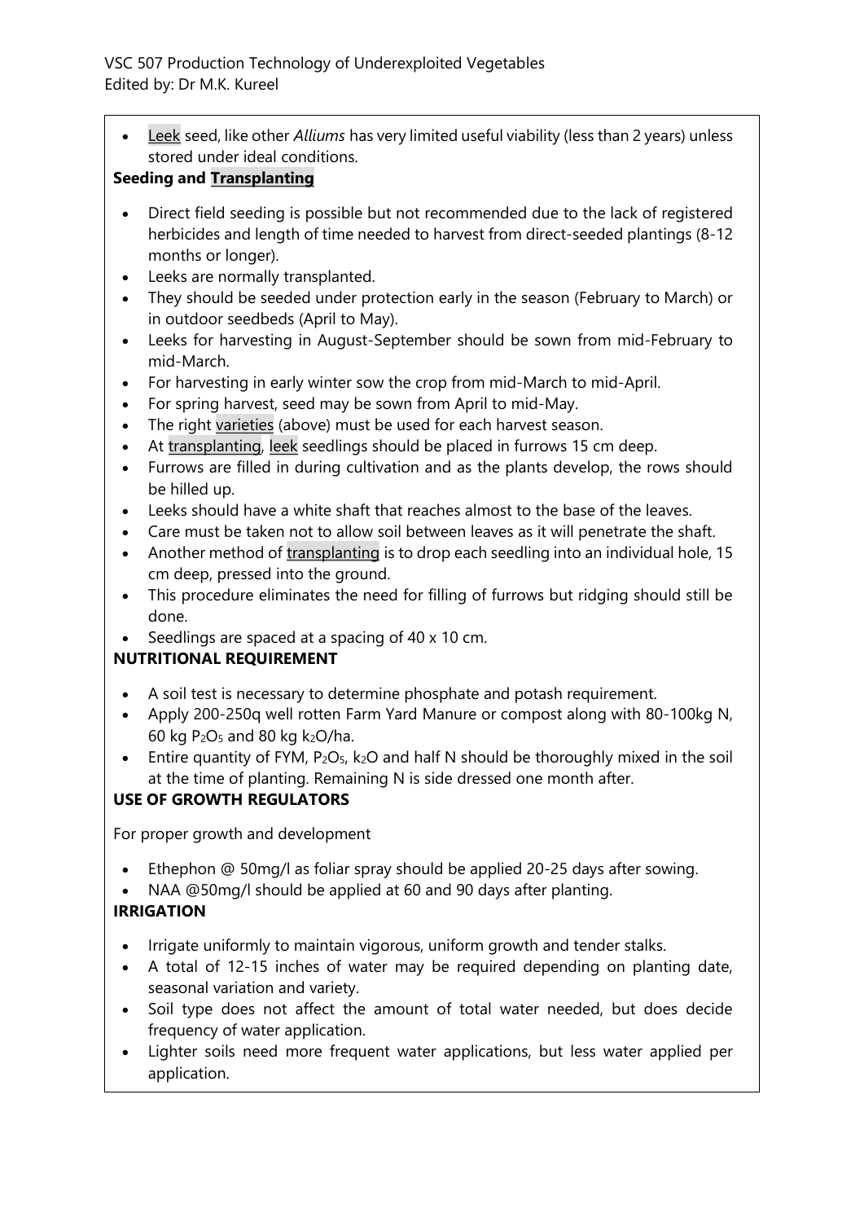- Leek seed, like other *Alliums* has very limited useful viability (less than 2 years) unless stored under ideal conditions.

**Seeding and Transplanting**

- Direct field seeding is possible but not recommended due to the lack of registered herbicides and length of time needed to harvest from direct-seeded plantings (8-12 months or longer).
- Leeks are normally transplanted.
- They should be seeded under protection early in the season (February to March) or in outdoor seedbeds (April to May).
- Leeks for harvesting in August-September should be sown from mid-February to mid-March.
- For harvesting in early winter sow the crop from mid-March to mid-April.
- For spring harvest, seed may be sown from April to mid-May.
- The right varieties (above) must be used for each harvest season.
- At transplanting, leek seedlings should be placed in furrows 15 cm deep.
- Furrows are filled in during cultivation and as the plants develop, the rows should be hilled up.
- Leeks should have a white shaft that reaches almost to the base of the leaves.
- Care must be taken not to allow soil between leaves as it will penetrate the shaft.
- Another method of transplanting is to drop each seedling into an individual hole, 15 cm deep, pressed into the ground.
- This procedure eliminates the need for filling of furrows but ridging should still be done.
- Seedlings are spaced at a spacing of 40 x 10 cm.

**NUTRITIONAL REQUIREMENT**

- A soil test is necessary to determine phosphate and potash requirement.
- Apply 200-250q well rotten Farm Yard Manure or compost along with 80-100kg N, 60 kg $P_2O_5$ and 80 kg $k_2O$/ha.
- Entire quantity of FYM, $P_2O_5$, $k_2O$ and half N should be thoroughly mixed in the soil at the time of planting. Remaining N is side dressed one month after.

**USE OF GROWTH REGULATORS**

For proper growth and development

- Ethephon @ 50mg/l as foliar spray should be applied 20-25 days after sowing.
- NAA @50mg/l should be applied at 60 and 90 days after planting.

**IRRIGATION**

- Irrigate uniformly to maintain vigorous, uniform growth and tender stalks.
- A total of 12-15 inches of water may be required depending on planting date, seasonal variation and variety.
- Soil type does not affect the amount of total water needed, but does decide frequency of water application.
- Lighter soils need more frequent water applications, but less water applied per application.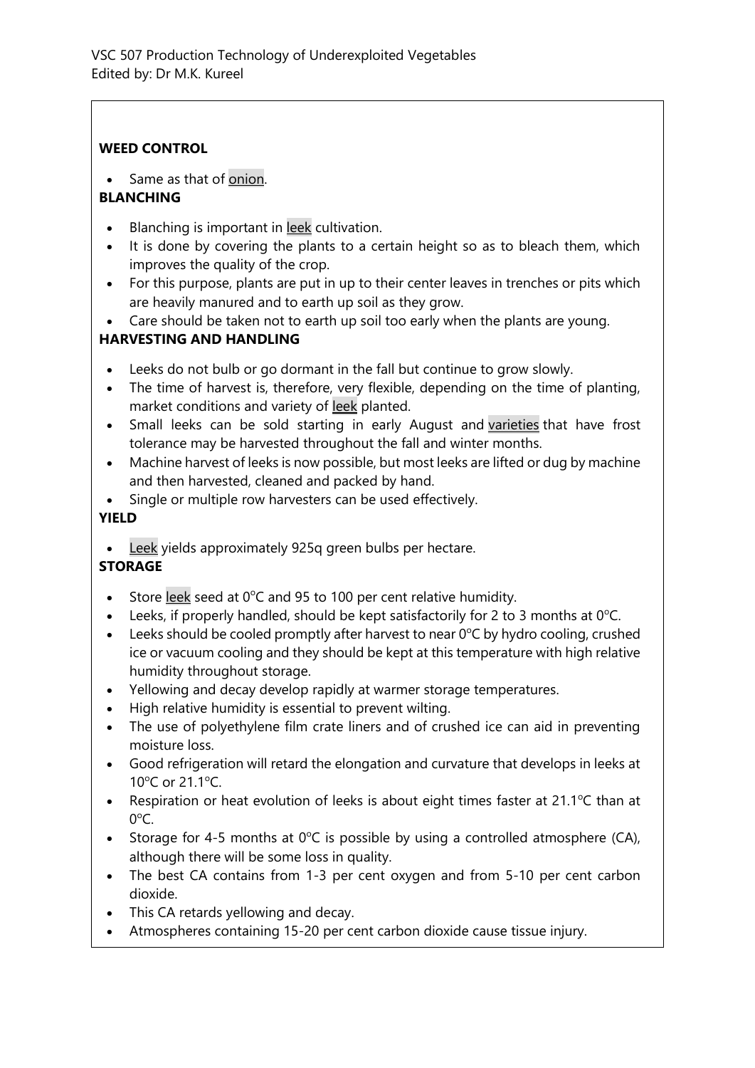**WEED CONTROL**

- Same as that of onion.

**BLANCHING**

- Blanching is important in leek cultivation.
- It is done by covering the plants to a certain height so as to bleach them, which improves the quality of the crop.
- For this purpose, plants are put in up to their center leaves in trenches or pits which are heavily manured and to earth up soil as they grow.
- Care should be taken not to earth up soil too early when the plants are young.

**HARVESTING AND HANDLING**

- Leeks do not bulb or go dormant in the fall but continue to grow slowly.
- The time of harvest is, therefore, very flexible, depending on the time of planting, market conditions and variety of leek planted.
- Small leeks can be sold starting in early August and varieties that have frost tolerance may be harvested throughout the fall and winter months.
- Machine harvest of leeks is now possible, but most leeks are lifted or dug by machine and then harvested, cleaned and packed by hand.
- Single or multiple row harvesters can be used effectively.

**YIELD**

- Leek yields approximately 925q green bulbs per hectare.

**STORAGE**

- Store leek seed at 0°C and 95 to 100 per cent relative humidity.
- Leeks, if properly handled, should be kept satisfactorily for 2 to 3 months at 0°C.
- Leeks should be cooled promptly after harvest to near 0°C by hydro cooling, crushed ice or vacuum cooling and they should be kept at this temperature with high relative humidity throughout storage.
- Yellowing and decay develop rapidly at warmer storage temperatures.
- High relative humidity is essential to prevent wilting.
- The use of polyethylene film crate liners and of crushed ice can aid in preventing moisture loss.
- Good refrigeration will retard the elongation and curvature that develops in leeks at 10°C or 21.1°C.
- Respiration or heat evolution of leeks is about eight times faster at 21.1°C than at 0°C.
- Storage for 4-5 months at 0°C is possible by using a controlled atmosphere (CA), although there will be some loss in quality.
- The best CA contains from 1-3 per cent oxygen and from 5-10 per cent carbon dioxide.
- This CA retards yellowing and decay.
- Atmospheres containing 15-20 per cent carbon dioxide cause tissue injury.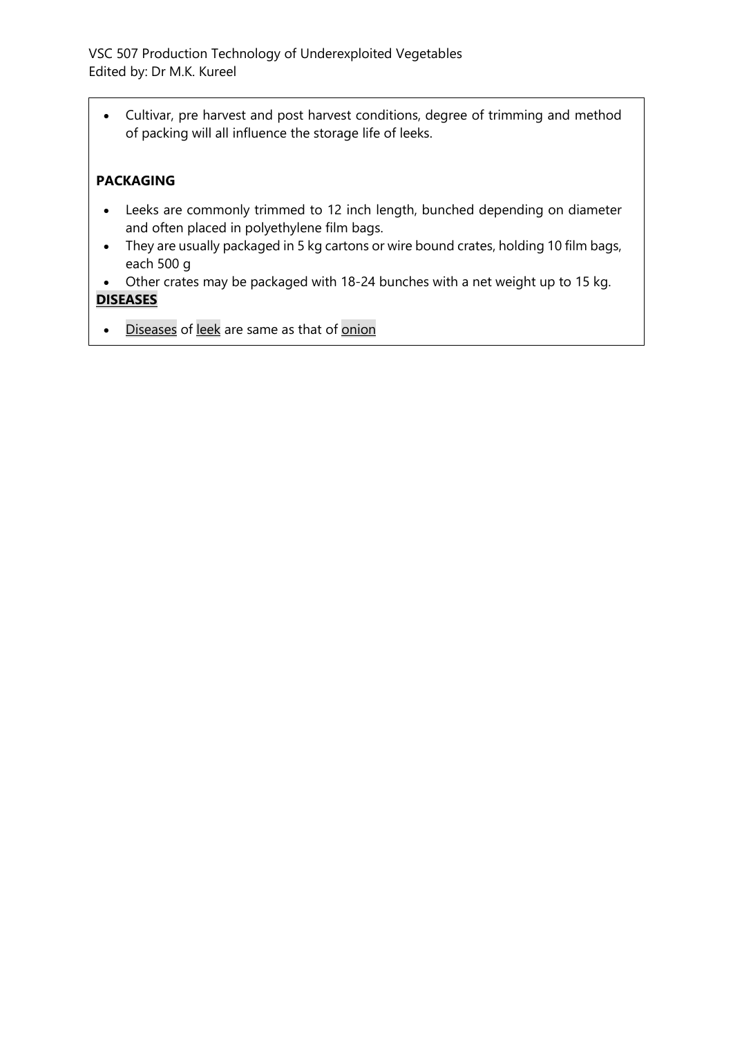- Cultivar, pre harvest and post harvest conditions, degree of trimming and method of packing will all influence the storage life of leeks.

**PACKAGING**

- Leeks are commonly trimmed to 12 inch length, bunched depending on diameter and often placed in polyethylene film bags.
- They are usually packaged in 5 kg cartons or wire bound crates, holding 10 film bags, each 500 g
- Other crates may be packaged with 18-24 bunches with a net weight up to 15 kg.

**DISEASES**

- Diseases of leek are same as that of onion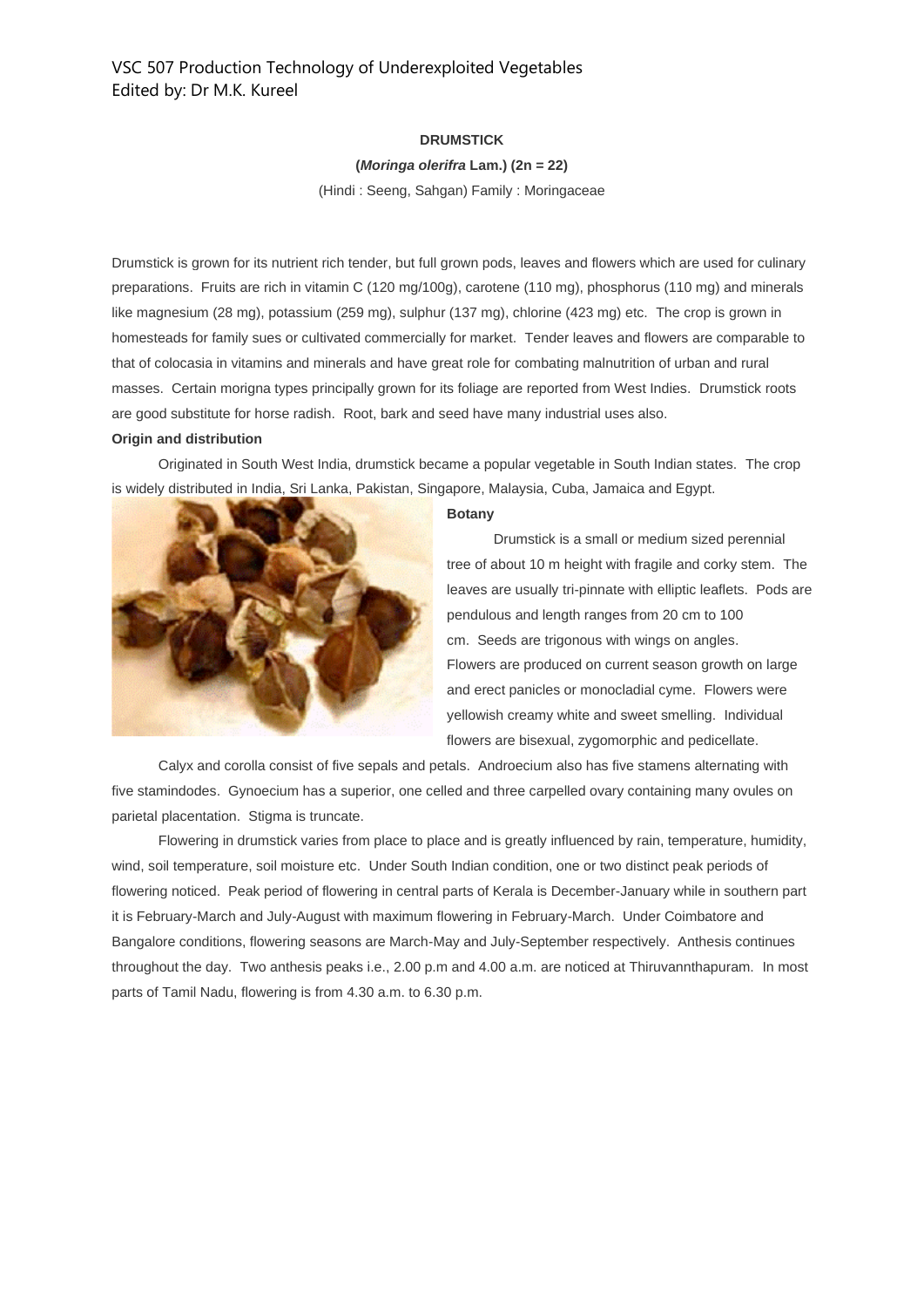**DRUMSTICK**

**(*Moringa olerifra* Lam.) (2n = 22)**

(Hindi : Seeng, Sahgan) Family : Moringaceae

Drumstick is grown for its nutrient rich tender, but full grown pods, leaves and flowers which are used for culinary preparations. Fruits are rich in vitamin C (120 mg/100g), carotene (110 mg), phosphorus (110 mg) and minerals like magnesium (28 mg), potassium (259 mg), sulphur (137 mg), chlorine (423 mg) etc. The crop is grown in homesteads for family sues or cultivated commercially for market. Tender leaves and flowers are comparable to that of colocasia in vitamins and minerals and have great role for combating malnutrition of urban and rural masses. Certain morigna types principally grown for its foliage are reported from West Indies. Drumstick roots are good substitute for horse radish. Root, bark and seed have many industrial uses also.

**Origin and distribution**

Originated in South West India, drumstick became a popular vegetable in South Indian states. The crop is widely distributed in India, Sri Lanka, Pakistan, Singapore, Malaysia, Cuba, Jamaica and Egypt.

**Botany**

Drumstick is a small or medium sized perennial tree of about 10 m height with fragile and corky stem. The leaves are usually tri-pinnate with elliptic leaflets. Pods are pendulous and length ranges from 20 cm to 100 cm. Seeds are trigonous with wings on angles. Flowers are produced on current season growth on large and erect panicles or monocladial cyme. Flowers were yellowish creamy white and sweet smelling. Individual flowers are bisexual, zygomorphic and pedicellate.

Calyx and corolla consist of five sepals and petals. Androecium also has five stamens alternating with five stamindodes. Gynoecium has a superior, one celled and three carpelled ovary containing many ovules on parietal placentation. Stigma is truncate.

Flowering in drumstick varies from place to place and is greatly influenced by rain, temperature, humidity, wind, soil temperature, soil moisture etc. Under South Indian condition, one or two distinct peak periods of flowering noticed. Peak period of flowering in central parts of Kerala is December-January while in southern part it is February-March and July-August with maximum flowering in February-March. Under Coimbatore and Bangalore conditions, flowering seasons are March-May and July-September respectively. Anthesis continues throughout the day. Two anthesis peaks i.e., 2.00 p.m and 4.00 a.m. are noticed at Thiruvannthapuram. In most parts of Tamil Nadu, flowering is from 4.30 a.m. to 6.30 p.m.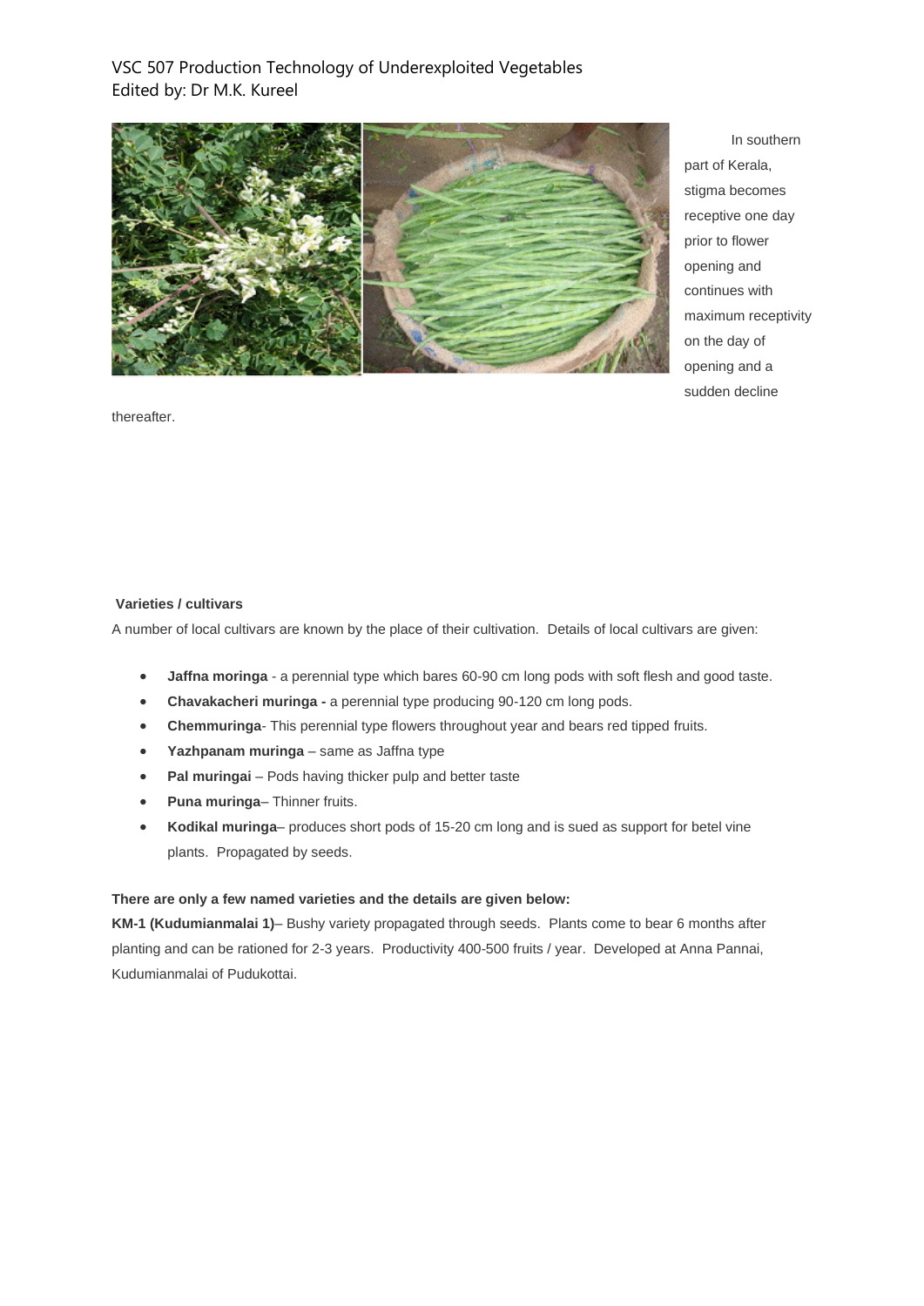In southern part of Kerala, stigma becomes receptive one day prior to flower opening and continues with maximum receptivity on the day of opening and a sudden decline thereafter.

**Varieties / cultivars**

A number of local cultivars are known by the place of their cultivation. Details of local cultivars are given:

- **Jaffna moringa** - a perennial type which bares 60-90 cm long pods with soft flesh and good taste.
- **Chavakacheri muringa -** a perennial type producing 90-120 cm long pods.
- **Chemmuringa**- This perennial type flowers throughout year and bears red tipped fruits.
- **Yazhpanam muringa** – same as Jaffna type
- **Pal muringai** – Pods having thicker pulp and better taste
- **Puna muringa**– Thinner fruits.
- **Kodikal muringa**– produces short pods of 15-20 cm long and is sued as support for betel vine plants. Propagated by seeds.

**There are only a few named varieties and the details are given below:**

**KM-1 (Kudumianmalai 1)**– Bushy variety propagated through seeds. Plants come to bear 6 months after planting and can be rationed for 2-3 years. Productivity 400-500 fruits / year. Developed at Anna Pannai, Kudumianmalai of Pudukottai.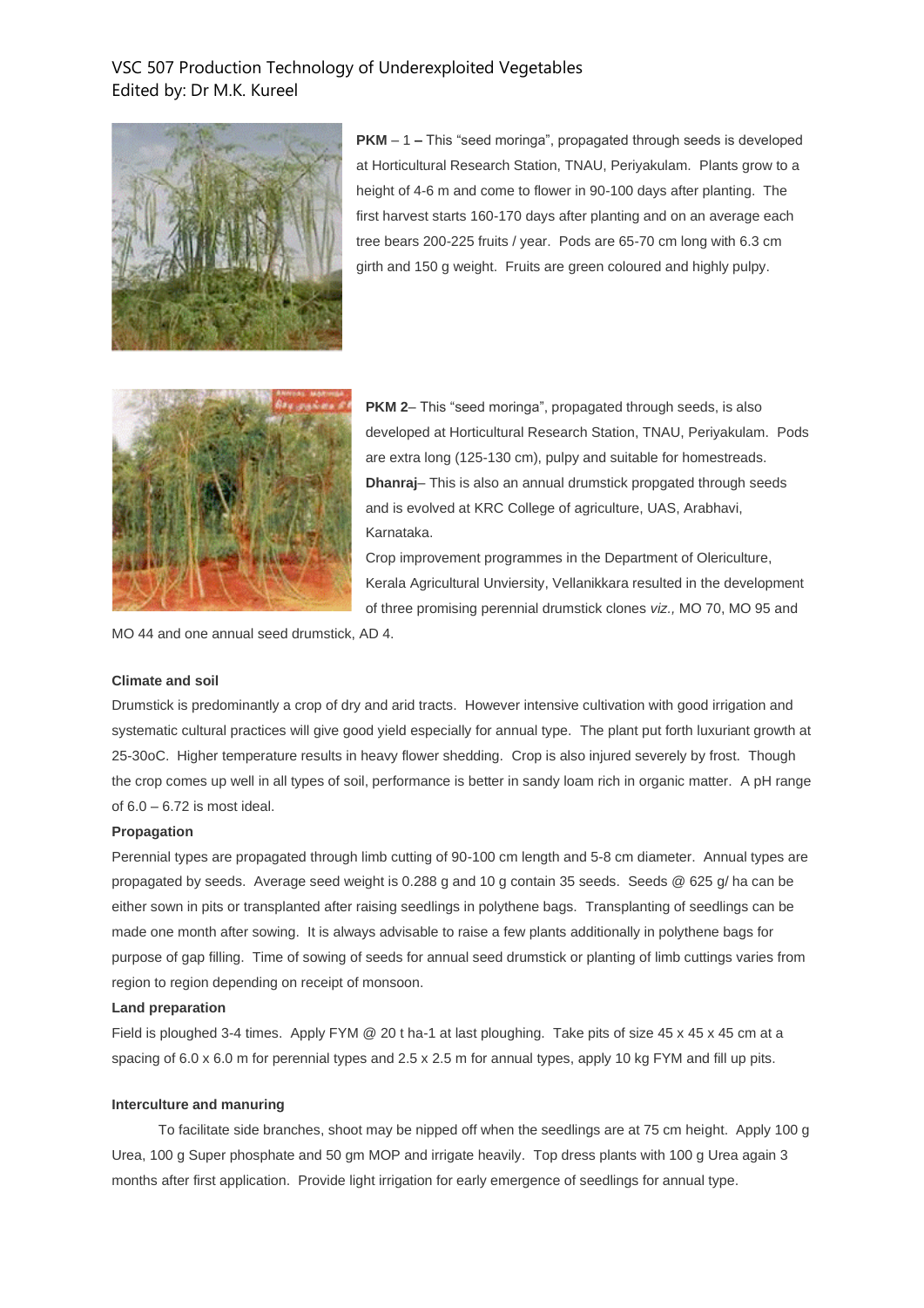**PKM – 1 –** This "seed moringa", propagated through seeds is developed at Horticultural Research Station, TNAU, Periyakulam. Plants grow to a height of 4-6 m and come to flower in 90-100 days after planting. The first harvest starts 160-170 days after planting and on an average each tree bears 200-225 fruits / year. Pods are 65-70 cm long with 6.3 cm girth and 150 g weight. Fruits are green coloured and highly pulpy.

**PKM 2**– This "seed moringa", propagated through seeds, is also developed at Horticultural Research Station, TNAU, Periyakulam. Pods are extra long (125-130 cm), pulpy and suitable for homestreads.

**Dhanraj**– This is also an annual drumstick propgated through seeds and is evolved at KRC College of agriculture, UAS, Arabhavi, Karnataka.

Crop improvement programmes in the Department of Olericulture, Kerala Agricultural Unviersity, Vellanikkara resulted in the development of three promising perennial drumstick clones *viz.,* MO 70, MO 95 and MO 44 and one annual seed drumstick, AD 4.

**Climate and soil**

Drumstick is predominantly a crop of dry and arid tracts. However intensive cultivation with good irrigation and systematic cultural practices will give good yield especially for annual type. The plant put forth luxuriant growth at 25-30oC. Higher temperature results in heavy flower shedding. Crop is also injured severely by frost. Though the crop comes up well in all types of soil, performance is better in sandy loam rich in organic matter. A pH range of 6.0 – 6.72 is most ideal.

**Propagation**

Perennial types are propagated through limb cutting of 90-100 cm length and 5-8 cm diameter. Annual types are propagated by seeds. Average seed weight is 0.288 g and 10 g contain 35 seeds. Seeds @ 625 g/ ha can be either sown in pits or transplanted after raising seedlings in polythene bags. Transplanting of seedlings can be made one month after sowing. It is always advisable to raise a few plants additionally in polythene bags for purpose of gap filling. Time of sowing of seeds for annual seed drumstick or planting of limb cuttings varies from region to region depending on receipt of monsoon.

**Land preparation**

Field is ploughed 3-4 times. Apply FYM @ 20 t ha-1 at last ploughing. Take pits of size 45 x 45 x 45 cm at a spacing of 6.0 x 6.0 m for perennial types and 2.5 x 2.5 m for annual types, apply 10 kg FYM and fill up pits.

**Interculture and manuring**

To facilitate side branches, shoot may be nipped off when the seedlings are at 75 cm height. Apply 100 g Urea, 100 g Super phosphate and 50 gm MOP and irrigate heavily. Top dress plants with 100 g Urea again 3 months after first application. Provide light irrigation for early emergence of seedlings for annual type.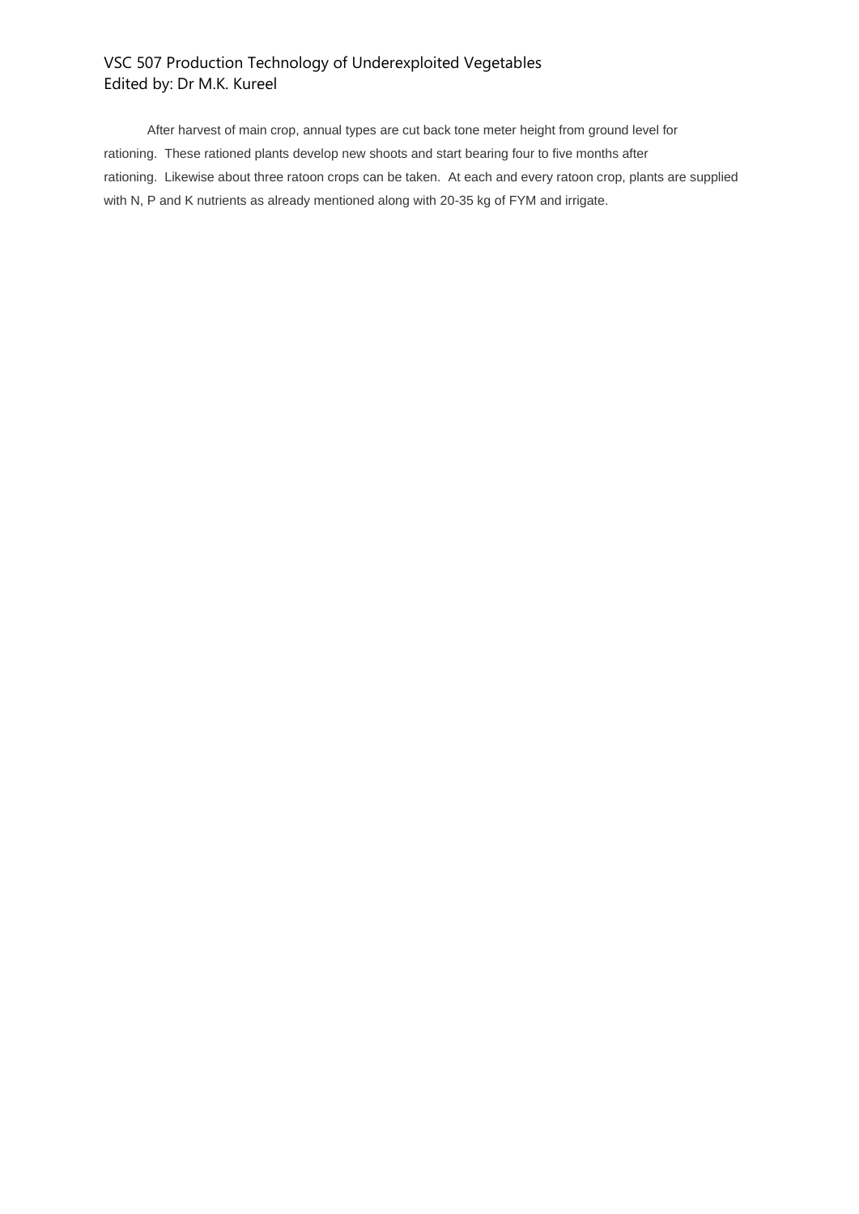After harvest of main crop, annual types are cut back tone meter height from ground level for rationing. These rationed plants develop new shoots and start bearing four to five months after rationing. Likewise about three ratoon crops can be taken. At each and every ratoon crop, plants are supplied with N, P and K nutrients as already mentioned along with 20-35 kg of FYM and irrigate.